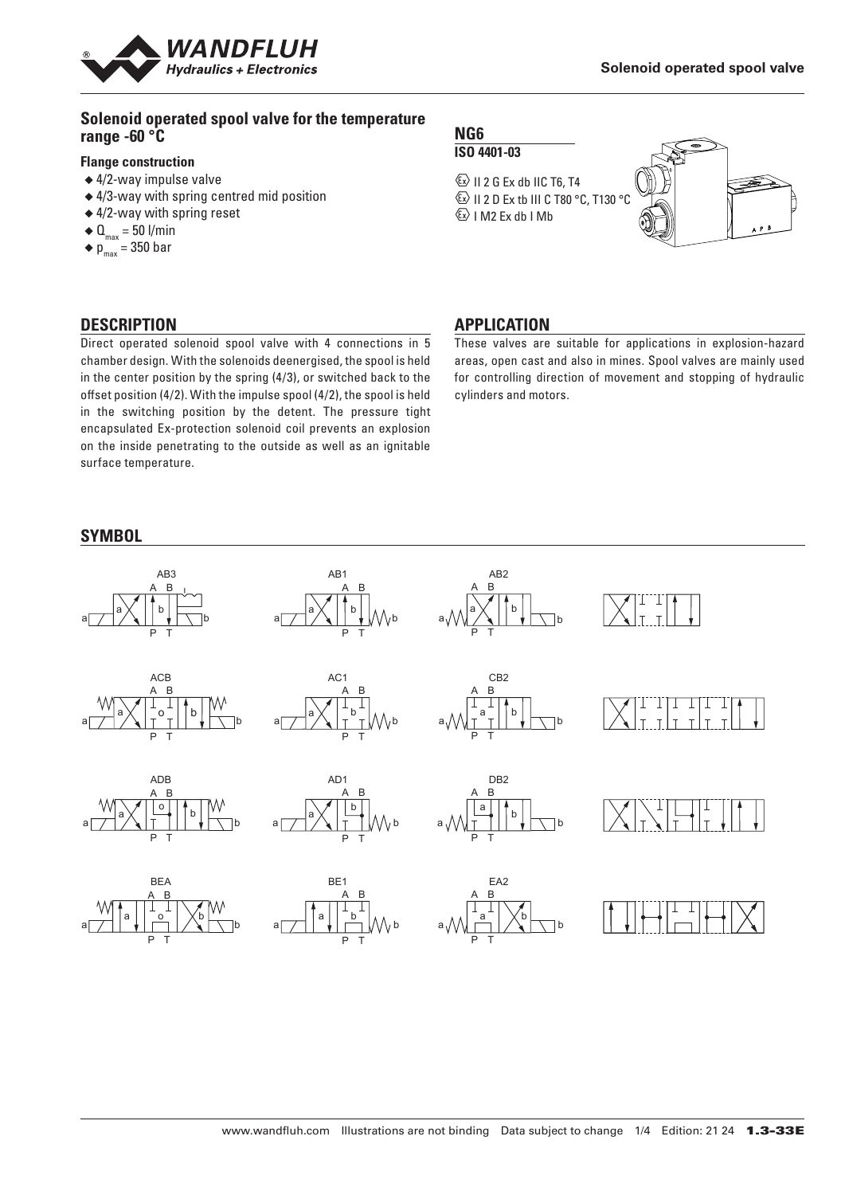# Solenoid operated spool valve for the temperature range -60 °C

### Flange construction

- 4/2-way impulse valve
- 4/3-way with spring centred mid position
- 4/2-way with spring reset
- $Q_{max}$ = 50 l/min
- $p_{max}$ = 350 bar

**NG6**

**ISO 4401-03**

Ex II 2 G Ex db IIC T6, T4
Ex II 2 D Ex tb III C T80 °C, T130 °C
Ex I M2 Ex db I Mb

## DESCRIPTION

Direct operated solenoid spool valve with 4 connections in 5 chamber design. With the solenoids deenergised, the spool is held in the center position by the spring (4/3), or switched back to the offset position (4/2). With the impulse spool (4/2), the spool is held in the switching position by the detent. The pressure tight encapsulated Ex-protection solenoid coil prevents an explosion on the inside penetrating to the outside as well as an ignitable surface temperature.

## APPLICATION

These valves are suitable for applications in explosion-hazard areas, open cast and also in mines. Spool valves are mainly used for controlling direction of movement and stopping of hydraulic cylinders and motors.

## SYMBOL

AB3, AB1, AB2

ACB, AC1, CB2

ADB, AD1, DB2

BEA, BE1, EA2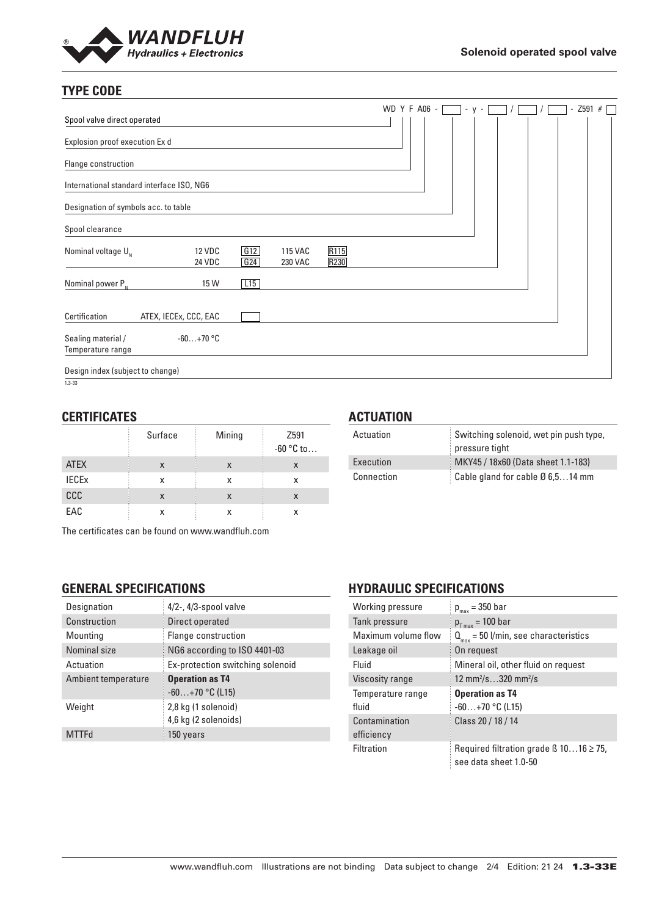## TYPE CODE

```
WD Y F A06 - [ ] - y - [ ] / [ ] / [ ] - Z591 # [ ]
```

| Field | | | | |
|---|---|---|---|---|
| Spool valve direct operated | | | | |
| Explosion proof execution Ex d | | | | |
| Flange construction | | | | |
| International standard interface ISO, NG6 | | | | |
| Designation of symbols acc. to table | | | | |
| Spool clearance | | | | |
| Nominal voltage $U_N$ | 12 VDC | G12 | 115 VAC | R115 |
| | 24 VDC | G24 | 230 VAC | R230 |
| Nominal power $P_N$ | 15 W | L15 | | |
| Certification | ATEX, IECEx, CCC, EAC | | | |
| Sealing material / Temperature range | -60…+70 °C | | | |
| Design index (subject to change) | | | | |

1.3-33

## CERTIFICATES

| | Surface | Mining | Z591 -60 °C to… |
|---|---|---|---|
| ATEX | x | x | x |
| IECEx | x | x | x |
| CCC | x | x | x |
| EAC | x | x | x |

The certificates can be found on www.wandfluh.com

## ACTUATION

| | |
|---|---|
| Actuation | Switching solenoid, wet pin push type, pressure tight |
| Execution | MKY45 / 18x60 (Data sheet 1.1-183) |
| Connection | Cable gland for cable Ø 6,5…14 mm |

## GENERAL SPECIFICATIONS

| | |
|---|---|
| Designation | 4/2-, 4/3-spool valve |
| Construction | Direct operated |
| Mounting | Flange construction |
| Nominal size | NG6 according to ISO 4401-03 |
| Actuation | Ex-protection switching solenoid |
| Ambient temperature | **Operation as T4** -60…+70 °C (L15) |
| Weight | 2,8 kg (1 solenoid) 4,6 kg (2 solenoids) |
| MTTFd | 150 years |

## HYDRAULIC SPECIFICATIONS

| | |
|---|---|
| Working pressure | $p_{max}$ = 350 bar |
| Tank pressure | $p_{T\,max}$ = 100 bar |
| Maximum volume flow | $Q_{max}$ = 50 l/min, see characteristics |
| Leakage oil | On request |
| Fluid | Mineral oil, other fluid on request |
| Viscosity range | 12 mm²/s…320 mm²/s |
| Temperature range fluid | **Operation as T4** -60…+70 °C (L15) |
| Contamination efficiency | Class 20 / 18 / 14 |
| Filtration | Required filtration grade ß 10…16 ≥ 75, see data sheet 1.0-50 |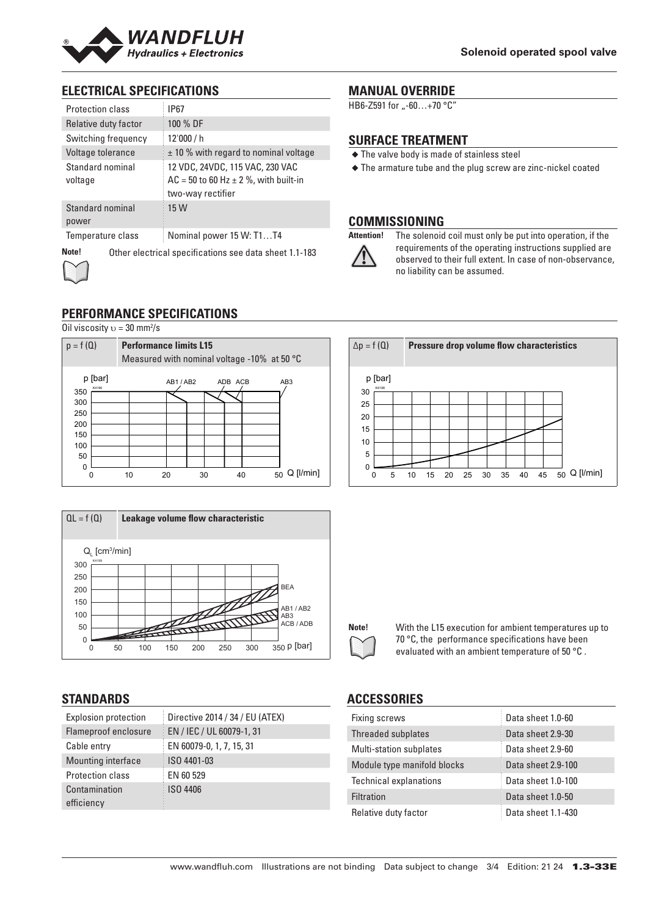## ELECTRICAL SPECIFICATIONS

| | |
|---|---|
| Protection class | IP67 |
| Relative duty factor | 100 % DF |
| Switching frequency | 12'000 / h |
| Voltage tolerance | ± 10 % with regard to nominal voltage |
| Standard nominal voltage | 12 VDC, 24VDC, 115 VAC, 230 VAC AC = 50 to 60 Hz ± 2 %, with built-in two-way rectifier |
| Standard nominal power | 15 W |
| Temperature class | Nominal power 15 W: T1…T4 |

**Note!** Other electrical specifications see data sheet 1.1-183

## MANUAL OVERRIDE

HB6-Z591 for „-60…+70 °C"

## SURFACE TREATMENT

- The valve body is made of stainless steel
- The armature tube and the plug screw are zinc-nickel coated

## COMMISSIONING

**Attention!** The solenoid coil must only be put into operation, if the requirements of the operating instructions supplied are observed to their full extent. In case of non-observance, no liability can be assumed.

## PERFORMANCE SPECIFICATIONS

Oil viscosity $\upsilon$ = 30 mm²/s

$p = f(Q)$ — **Performance limits L15** — Measured with nominal voltage -10% at 50 °C

$\Delta p = f(Q)$ — **Pressure drop volume flow characteristics**

$Q_L = f(Q)$ — **Leakage volume flow characteristic**

**Note!** With the L15 execution for ambient temperatures up to 70 °C, the performance specifications have been evaluated with an ambient temperature of 50 °C .

## STANDARDS

| | |
|---|---|
| Explosion protection | Directive 2014 / 34 / EU (ATEX) |
| Flameproof enclosure | EN / IEC / UL 60079-1, 31 |
| Cable entry | EN 60079-0, 1, 7, 15, 31 |
| Mounting interface | ISO 4401-03 |
| Protection class | EN 60 529 |
| Contamination efficiency | ISO 4406 |

## ACCESSORIES

| | |
|---|---|
| Fixing screws | Data sheet 1.0-60 |
| Threaded subplates | Data sheet 2.9-30 |
| Multi-station subplates | Data sheet 2.9-60 |
| Module type manifold blocks | Data sheet 2.9-100 |
| Technical explanations | Data sheet 1.0-100 |
| Filtration | Data sheet 1.0-50 |
| Relative duty factor | Data sheet 1.1-430 |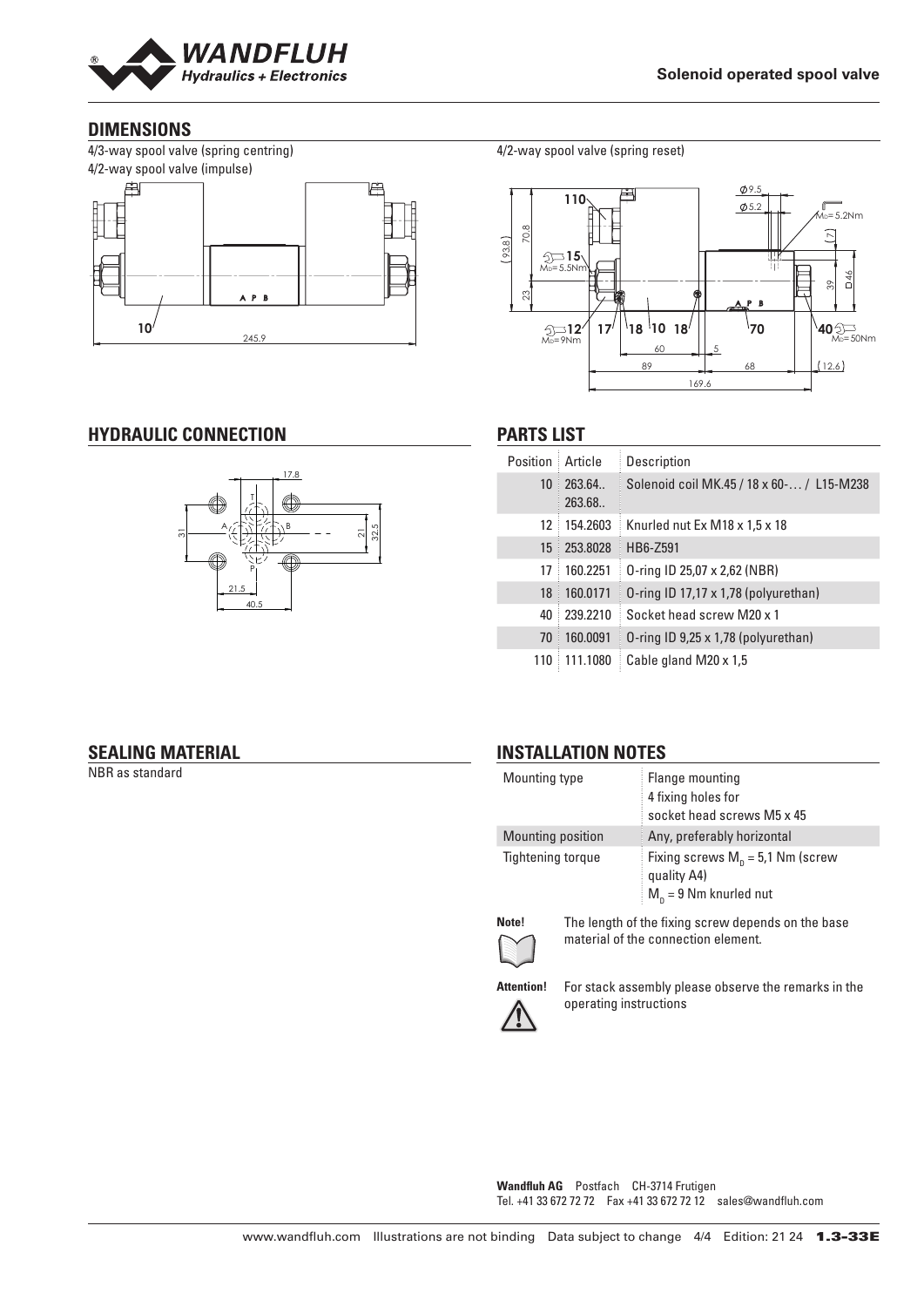## DIMENSIONS

4/3-way spool valve (spring centring)
4/2-way spool valve (impulse)

10
245.9

4/2-way spool valve (spring reset)

110
15
$M_D$= 5.5Nm
12
$M_D$= 9Nm
17
18
10
18
70
40
$M_D$= 50Nm
Ø9.5
Ø5.2
$M_D$= 5.2Nm
(7)
39
□46
(93.8)
70.8
23
60
5
89
68
(12.6)
169.6

## HYDRAULIC CONNECTION

17.8
31
21
32.5
21.5
40.5
T
A
B
P

## PARTS LIST

| Position | Article | Description |
|---|---|---|
| 10 | 263.64..<br>263.68.. | Solenoid coil MK.45 / 18 x 60-… / L15-M238 |
| 12 | 154.2603 | Knurled nut Ex M18 x 1,5 x 18 |
| 15 | 253.8028 | HB6-Z591 |
| 17 | 160.2251 | O-ring ID 25,07 x 2,62 (NBR) |
| 18 | 160.0171 | O-ring ID 17,17 x 1,78 (polyurethan) |
| 40 | 239.2210 | Socket head screw M20 x 1 |
| 70 | 160.0091 | O-ring ID 9,25 x 1,78 (polyurethan) |
| 110 | 111.1080 | Cable gland M20 x 1,5 |

## SEALING MATERIAL

NBR as standard

## INSTALLATION NOTES

| | |
|---|---|
| Mounting type | Flange mounting<br>4 fixing holes for<br>socket head screws M5 x 45 |
| Mounting position | Any, preferably horizontal |
| Tightening torque | Fixing screws $M_D$ = 5,1 Nm (screw quality A4)<br>$M_D$ = 9 Nm knurled nut |

**Note!** The length of the fixing screw depends on the base material of the connection element.

**Attention!** For stack assembly please observe the remarks in the operating instructions

**Wandfluh AG** Postfach CH-3714 Frutigen
Tel. +41 33 672 72 72 Fax +41 33 672 72 12 sales@wandfluh.com

www.wandfluh.com Illustrations are not binding Data subject to change Edition: 21 24 **1.3-33E**